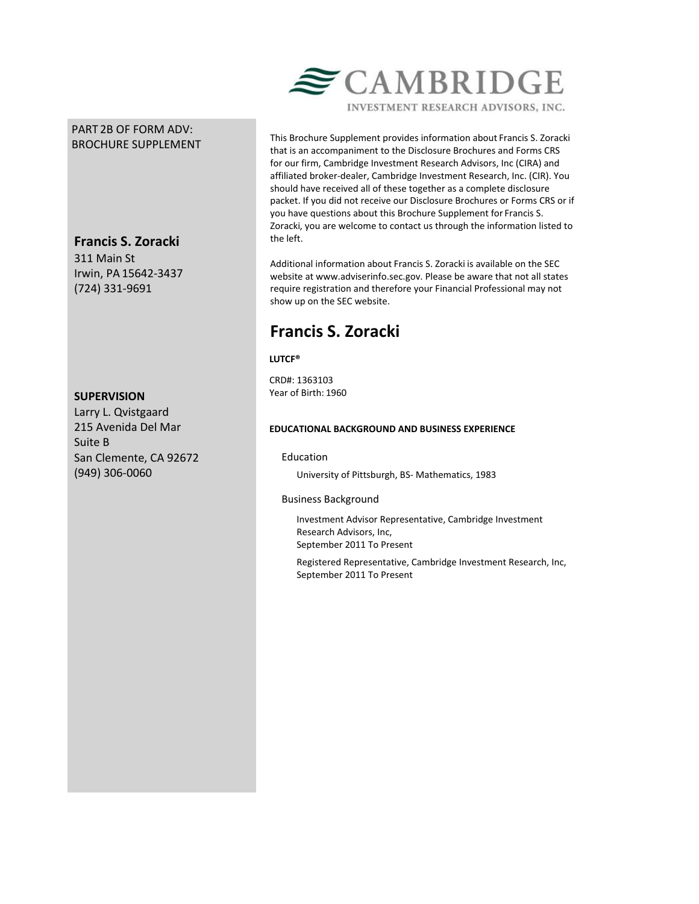CAMBRIDGE

INVESTMENT RESEARCH ADVISORS, INC.

PART 2B OF FORM ADV: BROCHURE SUPPLEMENT

**Francis S. Zoracki**
311 Main St
Irwin, PA 15642-3437
(724) 331-9691

**SUPERVISION**
Larry L. Qvistgaard
215 Avenida Del Mar
Suite B
San Clemente, CA 92672
(949) 306-0060

This Brochure Supplement provides information about Francis S. Zoracki that is an accompaniment to the Disclosure Brochures and Forms CRS for our firm, Cambridge Investment Research Advisors, Inc (CIRA) and affiliated broker-dealer, Cambridge Investment Research, Inc. (CIR). You should have received all of these together as a complete disclosure packet. If you did not receive our Disclosure Brochures or Forms CRS or if you have questions about this Brochure Supplement for Francis S. Zoracki, you are welcome to contact us through the information listed to the left.

Additional information about Francis S. Zoracki is available on the SEC website at www.adviserinfo.sec.gov. Please be aware that not all states require registration and therefore your Financial Professional may not show up on the SEC website.

# Francis S. Zoracki

**LUTCF®**

CRD#: 1363103
Year of Birth: 1960

**EDUCATIONAL BACKGROUND AND BUSINESS EXPERIENCE**

Education

University of Pittsburgh, BS- Mathematics, 1983

Business Background

Investment Advisor Representative, Cambridge Investment Research Advisors, Inc,
September 2011 To Present

Registered Representative, Cambridge Investment Research, Inc,
September 2011 To Present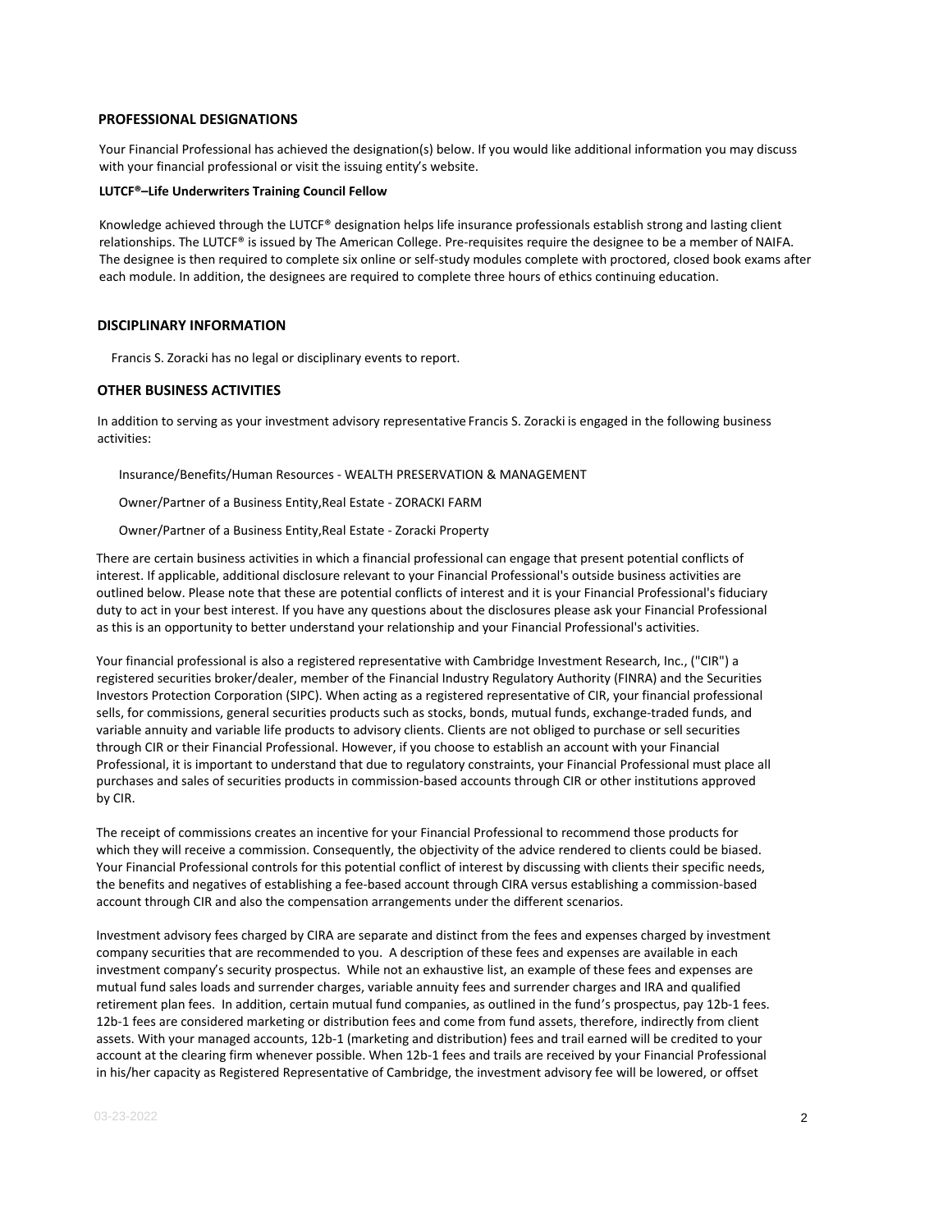## PROFESSIONAL DESIGNATIONS

Your Financial Professional has achieved the designation(s) below. If you would like additional information you may discuss with your financial professional or visit the issuing entity's website.

**LUTCF®–Life Underwriters Training Council Fellow**

Knowledge achieved through the LUTCF® designation helps life insurance professionals establish strong and lasting client relationships. The LUTCF® is issued by The American College. Pre-requisites require the designee to be a member of NAIFA. The designee is then required to complete six online or self-study modules complete with proctored, closed book exams after each module. In addition, the designees are required to complete three hours of ethics continuing education.

## DISCIPLINARY INFORMATION

Francis S. Zoracki has no legal or disciplinary events to report.

## OTHER BUSINESS ACTIVITIES

In addition to serving as your investment advisory representative Francis S. Zoracki is engaged in the following business activities:

Insurance/Benefits/Human Resources - WEALTH PRESERVATION & MANAGEMENT

Owner/Partner of a Business Entity,Real Estate - ZORACKI FARM

Owner/Partner of a Business Entity,Real Estate - Zoracki Property

There are certain business activities in which a financial professional can engage that present potential conflicts of interest. If applicable, additional disclosure relevant to your Financial Professional's outside business activities are outlined below. Please note that these are potential conflicts of interest and it is your Financial Professional's fiduciary duty to act in your best interest. If you have any questions about the disclosures please ask your Financial Professional as this is an opportunity to better understand your relationship and your Financial Professional's activities.

Your financial professional is also a registered representative with Cambridge Investment Research, Inc., ("CIR") a registered securities broker/dealer, member of the Financial Industry Regulatory Authority (FINRA) and the Securities Investors Protection Corporation (SIPC). When acting as a registered representative of CIR, your financial professional sells, for commissions, general securities products such as stocks, bonds, mutual funds, exchange-traded funds, and variable annuity and variable life products to advisory clients. Clients are not obliged to purchase or sell securities through CIR or their Financial Professional. However, if you choose to establish an account with your Financial Professional, it is important to understand that due to regulatory constraints, your Financial Professional must place all purchases and sales of securities products in commission-based accounts through CIR or other institutions approved by CIR.

The receipt of commissions creates an incentive for your Financial Professional to recommend those products for which they will receive a commission. Consequently, the objectivity of the advice rendered to clients could be biased. Your Financial Professional controls for this potential conflict of interest by discussing with clients their specific needs, the benefits and negatives of establishing a fee-based account through CIRA versus establishing a commission-based account through CIR and also the compensation arrangements under the different scenarios.

Investment advisory fees charged by CIRA are separate and distinct from the fees and expenses charged by investment company securities that are recommended to you. A description of these fees and expenses are available in each investment company's security prospectus. While not an exhaustive list, an example of these fees and expenses are mutual fund sales loads and surrender charges, variable annuity fees and surrender charges and IRA and qualified retirement plan fees. In addition, certain mutual fund companies, as outlined in the fund's prospectus, pay 12b-1 fees. 12b-1 fees are considered marketing or distribution fees and come from fund assets, therefore, indirectly from client assets. With your managed accounts, 12b-1 (marketing and distribution) fees and trail earned will be credited to your account at the clearing firm whenever possible. When 12b-1 fees and trails are received by your Financial Professional in his/her capacity as Registered Representative of Cambridge, the investment advisory fee will be lowered, or offset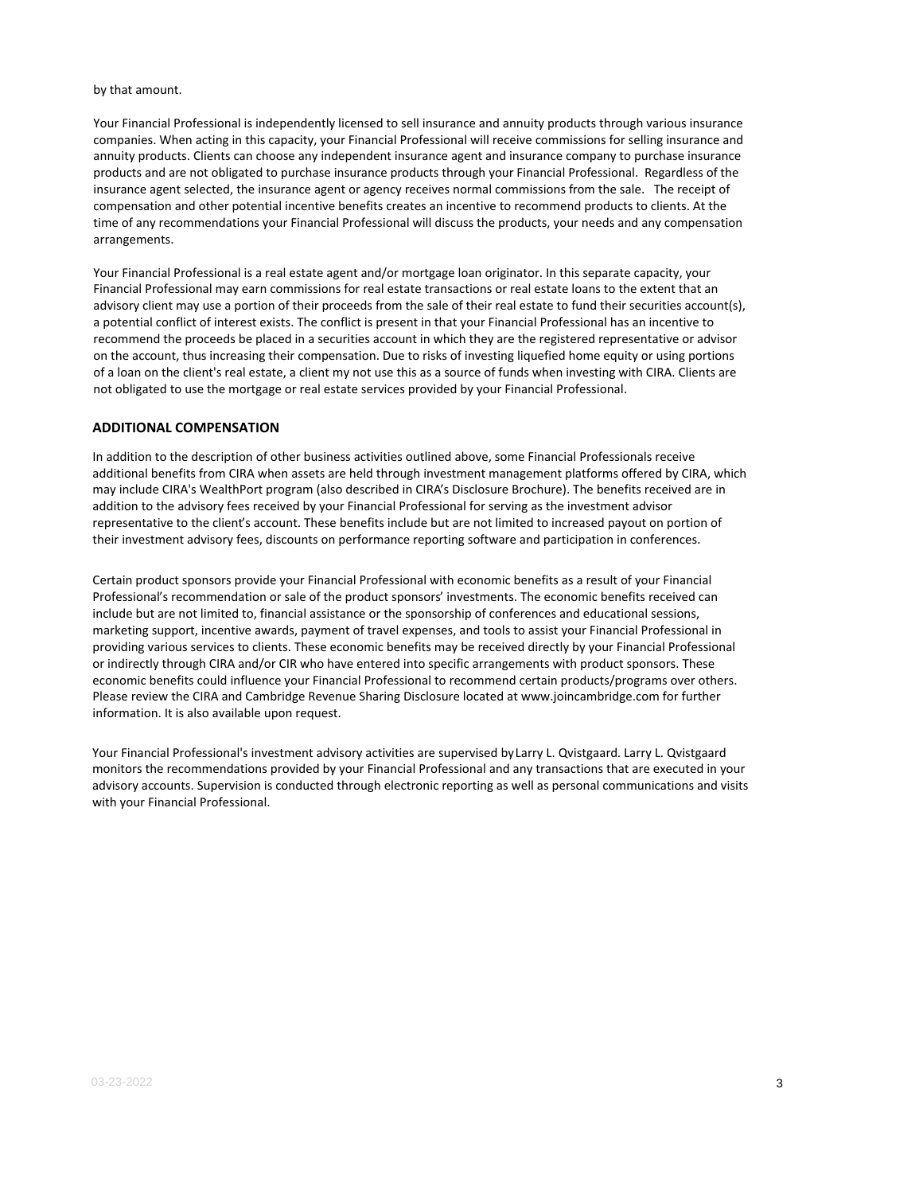by that amount.

Your Financial Professional is independently licensed to sell insurance and annuity products through various insurance companies. When acting in this capacity, your Financial Professional will receive commissions for selling insurance and annuity products. Clients can choose any independent insurance agent and insurance company to purchase insurance products and are not obligated to purchase insurance products through your Financial Professional. Regardless of the insurance agent selected, the insurance agent or agency receives normal commissions from the sale. The receipt of compensation and other potential incentive benefits creates an incentive to recommend products to clients. At the time of any recommendations your Financial Professional will discuss the products, your needs and any compensation arrangements.

Your Financial Professional is a real estate agent and/or mortgage loan originator. In this separate capacity, your Financial Professional may earn commissions for real estate transactions or real estate loans to the extent that an advisory client may use a portion of their proceeds from the sale of their real estate to fund their securities account(s), a potential conflict of interest exists. The conflict is present in that your Financial Professional has an incentive to recommend the proceeds be placed in a securities account in which they are the registered representative or advisor on the account, thus increasing their compensation. Due to risks of investing liquefied home equity or using portions of a loan on the client's real estate, a client my not use this as a source of funds when investing with CIRA. Clients are not obligated to use the mortgage or real estate services provided by your Financial Professional.

## ADDITIONAL COMPENSATION

In addition to the description of other business activities outlined above, some Financial Professionals receive additional benefits from CIRA when assets are held through investment management platforms offered by CIRA, which may include CIRA's WealthPort program (also described in CIRA's Disclosure Brochure). The benefits received are in addition to the advisory fees received by your Financial Professional for serving as the investment advisor representative to the client's account. These benefits include but are not limited to increased payout on portion of their investment advisory fees, discounts on performance reporting software and participation in conferences.

Certain product sponsors provide your Financial Professional with economic benefits as a result of your Financial Professional's recommendation or sale of the product sponsors' investments. The economic benefits received can include but are not limited to, financial assistance or the sponsorship of conferences and educational sessions, marketing support, incentive awards, payment of travel expenses, and tools to assist your Financial Professional in providing various services to clients. These economic benefits may be received directly by your Financial Professional or indirectly through CIRA and/or CIR who have entered into specific arrangements with product sponsors. These economic benefits could influence your Financial Professional to recommend certain products/programs over others. Please review the CIRA and Cambridge Revenue Sharing Disclosure located at www.joincambridge.com for further information. It is also available upon request.

Your Financial Professional's investment advisory activities are supervised by Larry L. Qvistgaard. Larry L. Qvistgaard monitors the recommendations provided by your Financial Professional and any transactions that are executed in your advisory accounts. Supervision is conducted through electronic reporting as well as personal communications and visits with your Financial Professional.